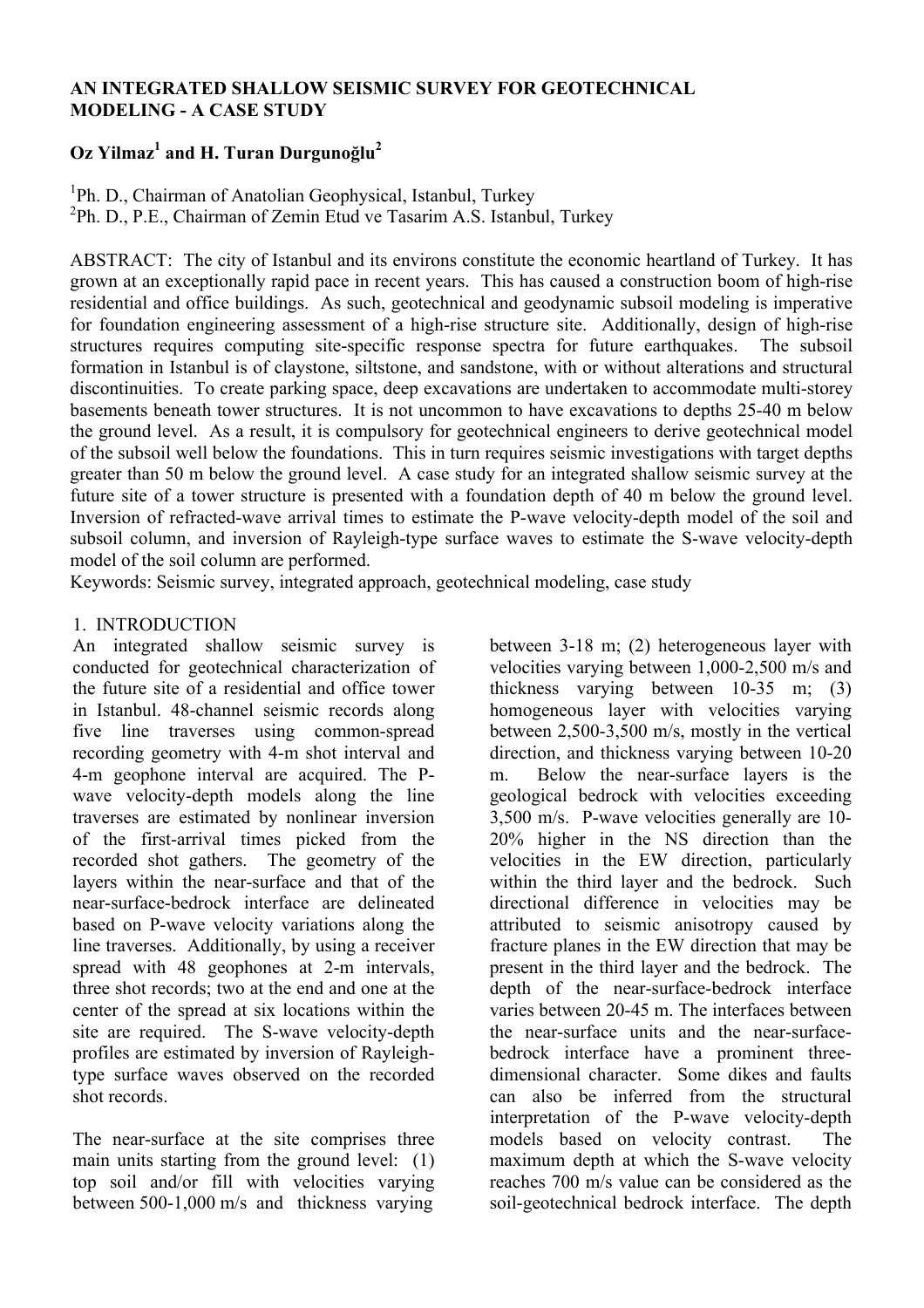# AN INTEGRATED SHALLOW SEISMIC SURVEY FOR GEOTECHNICAL MODELING - A CASE STUDY

## Oz Yilmaz[1] and H. Turan Durgunoğlu[2]

[1]Ph. D., Chairman of Anatolian Geophysical, Istanbul, Turkey
[2]Ph. D., P.E., Chairman of Zemin Etud ve Tasarim A.S. Istanbul, Turkey

ABSTRACT: The city of Istanbul and its environs constitute the economic heartland of Turkey. It has grown at an exceptionally rapid pace in recent years. This has caused a construction boom of high-rise residential and office buildings. As such, geotechnical and geodynamic subsoil modeling is imperative for foundation engineering assessment of a high-rise structure site. Additionally, design of high-rise structures requires computing site-specific response spectra for future earthquakes. The subsoil formation in Istanbul is of claystone, siltstone, and sandstone, with or without alterations and structural discontinuities. To create parking space, deep excavations are undertaken to accommodate multi-storey basements beneath tower structures. It is not uncommon to have excavations to depths 25-40 m below the ground level. As a result, it is compulsory for geotechnical engineers to derive geotechnical model of the subsoil well below the foundations. This in turn requires seismic investigations with target depths greater than 50 m below the ground level. A case study for an integrated shallow seismic survey at the future site of a tower structure is presented with a foundation depth of 40 m below the ground level. Inversion of refracted-wave arrival times to estimate the P-wave velocity-depth model of the soil and subsoil column, and inversion of Rayleigh-type surface waves to estimate the S-wave velocity-depth model of the soil column are performed.

Keywords: Seismic survey, integrated approach, geotechnical modeling, case study

## 1. INTRODUCTION

An integrated shallow seismic survey is conducted for geotechnical characterization of the future site of a residential and office tower in Istanbul. 48-channel seismic records along five line traverses using common-spread recording geometry with 4-m shot interval and 4-m geophone interval are acquired. The P-wave velocity-depth models along the line traverses are estimated by nonlinear inversion of the first-arrival times picked from the recorded shot gathers. The geometry of the layers within the near-surface and that of the near-surface-bedrock interface are delineated based on P-wave velocity variations along the line traverses. Additionally, by using a receiver spread with 48 geophones at 2-m intervals, three shot records; two at the end and one at the center of the spread at six locations within the site are required. The S-wave velocity-depth profiles are estimated by inversion of Rayleigh-type surface waves observed on the recorded shot records.

The near-surface at the site comprises three main units starting from the ground level: (1) top soil and/or fill with velocities varying between 500-1,000 m/s and thickness varying between 3-18 m; (2) heterogeneous layer with velocities varying between 1,000-2,500 m/s and thickness varying between 10-35 m; (3) homogeneous layer with velocities varying between 2,500-3,500 m/s, mostly in the vertical direction, and thickness varying between 10-20 m. Below the near-surface layers is the geological bedrock with velocities exceeding 3,500 m/s. P-wave velocities generally are 10-20% higher in the NS direction than the velocities in the EW direction, particularly within the third layer and the bedrock. Such directional difference in velocities may be attributed to seismic anisotropy caused by fracture planes in the EW direction that may be present in the third layer and the bedrock. The depth of the near-surface-bedrock interface varies between 20-45 m. The interfaces between the near-surface units and the near-surface-bedrock interface have a prominent three-dimensional character. Some dikes and faults can also be inferred from the structural interpretation of the P-wave velocity-depth models based on velocity contrast. The maximum depth at which the S-wave velocity reaches 700 m/s value can be considered as the soil-geotechnical bedrock interface. The depth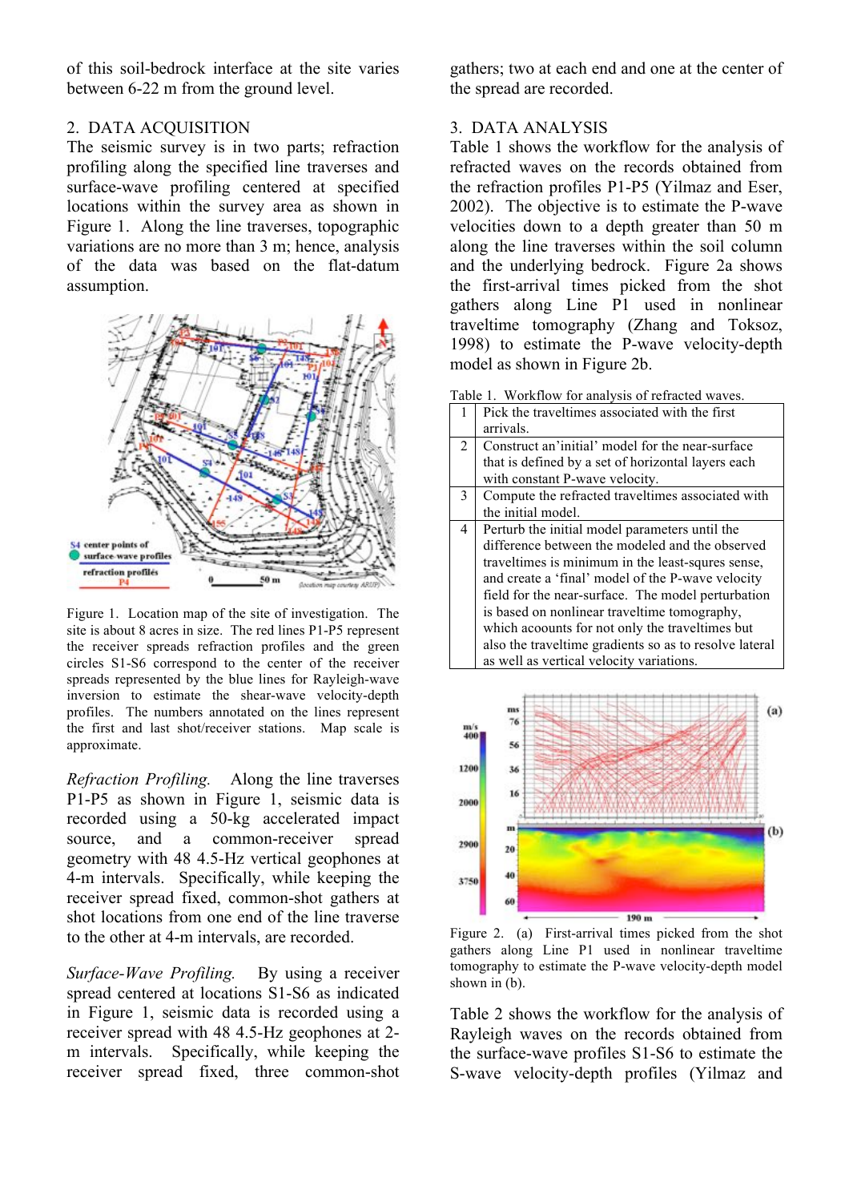of this soil-bedrock interface at the site varies between 6-22 m from the ground level.

## 2. DATA ACQUISITION

The seismic survey is in two parts; refraction profiling along the specified line traverses and surface-wave profiling centered at specified locations within the survey area as shown in Figure 1. Along the line traverses, topographic variations are no more than 3 m; hence, analysis of the data was based on the flat-datum assumption.

Figure 1. Location map of the site of investigation. The site is about 8 acres in size. The red lines P1-P5 represent the receiver spreads refraction profiles and the green circles S1-S6 correspond to the center of the receiver spreads represented by the blue lines for Rayleigh-wave inversion to estimate the shear-wave velocity-depth profiles. The numbers annotated on the lines represent the first and last shot/receiver stations. Map scale is approximate.

*Refraction Profiling.* Along the line traverses P1-P5 as shown in Figure 1, seismic data is recorded using a 50-kg accelerated impact source, and a common-receiver spread geometry with 48 4.5-Hz vertical geophones at 4-m intervals. Specifically, while keeping the receiver spread fixed, common-shot gathers at shot locations from one end of the line traverse to the other at 4-m intervals, are recorded.

*Surface-Wave Profiling.* By using a receiver spread centered at locations S1-S6 as indicated in Figure 1, seismic data is recorded using a receiver spread with 48 4.5-Hz geophones at 2-m intervals. Specifically, while keeping the receiver spread fixed, three common-shot gathers; two at each end and one at the center of the spread are recorded.

## 3. DATA ANALYSIS

Table 1 shows the workflow for the analysis of refracted waves on the records obtained from the refraction profiles P1-P5 (Yilmaz and Eser, 2002). The objective is to estimate the P-wave velocities down to a depth greater than 50 m along the line traverses within the soil column and the underlying bedrock. Figure 2a shows the first-arrival times picked from the shot gathers along Line P1 used in nonlinear traveltime tomography (Zhang and Toksoz, 1998) to estimate the P-wave velocity-depth model as shown in Figure 2b.

Table 1. Workflow for analysis of refracted waves.

| | |
|---|---|
| 1 | Pick the traveltimes associated with the first arrivals. |
| 2 | Construct an'initial' model for the near-surface that is defined by a set of horizontal layers each with constant P-wave velocity. |
| 3 | Compute the refracted traveltimes associated with the initial model. |
| 4 | Perturb the initial model parameters until the difference between the modeled and the observed traveltimes is minimum in the least-squres sense, and create a 'final' model of the P-wave velocity field for the near-surface. The model perturbation is based on nonlinear traveltime tomography, which acoounts for not only the traveltimes but also the traveltime gradients so as to resolve lateral as well as vertical velocity variations. |

Figure 2. (a) First-arrival times picked from the shot gathers along Line P1 used in nonlinear traveltime tomography to estimate the P-wave velocity-depth model shown in (b).

Table 2 shows the workflow for the analysis of Rayleigh waves on the records obtained from the surface-wave profiles S1-S6 to estimate the S-wave velocity-depth profiles (Yilmaz and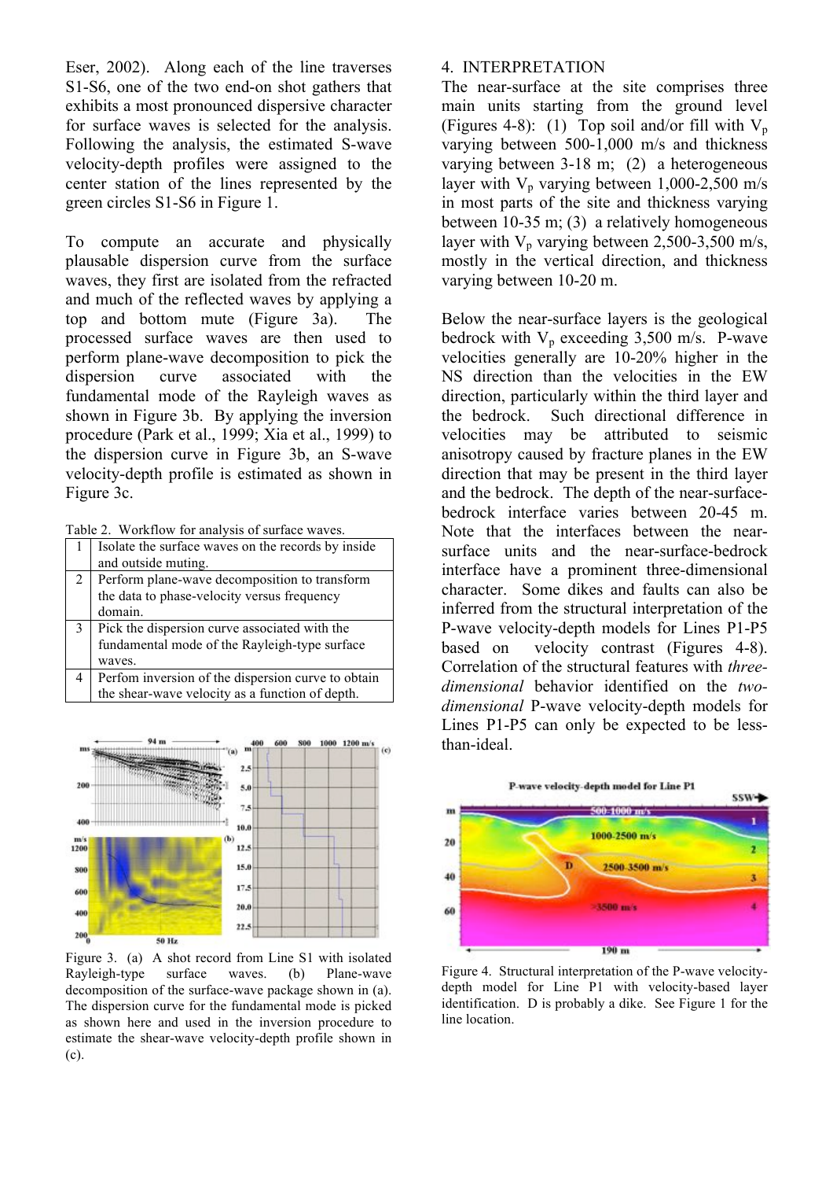Eser, 2002). Along each of the line traverses S1-S6, one of the two end-on shot gathers that exhibits a most pronounced dispersive character for surface waves is selected for the analysis. Following the analysis, the estimated S-wave velocity-depth profiles were assigned to the center station of the lines represented by the green circles S1-S6 in Figure 1.

To compute an accurate and physically plausable dispersion curve from the surface waves, they first are isolated from the refracted and much of the reflected waves by applying a top and bottom mute (Figure 3a). The processed surface waves are then used to perform plane-wave decomposition to pick the dispersion curve associated with the fundamental mode of the Rayleigh waves as shown in Figure 3b. By applying the inversion procedure (Park et al., 1999; Xia et al., 1999) to the dispersion curve in Figure 3b, an S-wave velocity-depth profile is estimated as shown in Figure 3c.

Table 2. Workflow for analysis of surface waves.

| | |
|---|---|
| 1 | Isolate the surface waves on the records by inside and outside muting. |
| 2 | Perform plane-wave decomposition to transform the data to phase-velocity versus frequency domain. |
| 3 | Pick the dispersion curve associated with the fundamental mode of the Rayleigh-type surface waves. |
| 4 | Perfom inversion of the dispersion curve to obtain the shear-wave velocity as a function of depth. |

Figure 3. (a) A shot record from Line S1 with isolated Rayleigh-type surface waves. (b) Plane-wave decomposition of the surface-wave package shown in (a). The dispersion curve for the fundamental mode is picked as shown here and used in the inversion procedure to estimate the shear-wave velocity-depth profile shown in (c).

## 4. INTERPRETATION

The near-surface at the site comprises three main units starting from the ground level (Figures 4-8): (1) Top soil and/or fill with $V_p$ varying between 500-1,000 m/s and thickness varying between 3-18 m; (2) a heterogeneous layer with $V_p$ varying between 1,000-2,500 m/s in most parts of the site and thickness varying between 10-35 m; (3) a relatively homogeneous layer with $V_p$ varying between 2,500-3,500 m/s, mostly in the vertical direction, and thickness varying between 10-20 m.

Below the near-surface layers is the geological bedrock with $V_p$ exceeding 3,500 m/s. P-wave velocities generally are 10-20% higher in the NS direction than the velocities in the EW direction, particularly within the third layer and the bedrock. Such directional difference in velocities may be attributed to seismic anisotropy caused by fracture planes in the EW direction that may be present in the third layer and the bedrock. The depth of the near-surface-bedrock interface varies between 20-45 m. Note that the interfaces between the near-surface units and the near-surface-bedrock interface have a prominent three-dimensional character. Some dikes and faults can also be inferred from the structural interpretation of the P-wave velocity-depth models for Lines P1-P5 based on velocity contrast (Figures 4-8). Correlation of the structural features with *three-dimensional* behavior identified on the *two-dimensional* P-wave velocity-depth models for Lines P1-P5 can only be expected to be less-than-ideal.

Figure 4. Structural interpretation of the P-wave velocity-depth model for Line P1 with velocity-based layer identification. D is probably a dike. See Figure 1 for the line location.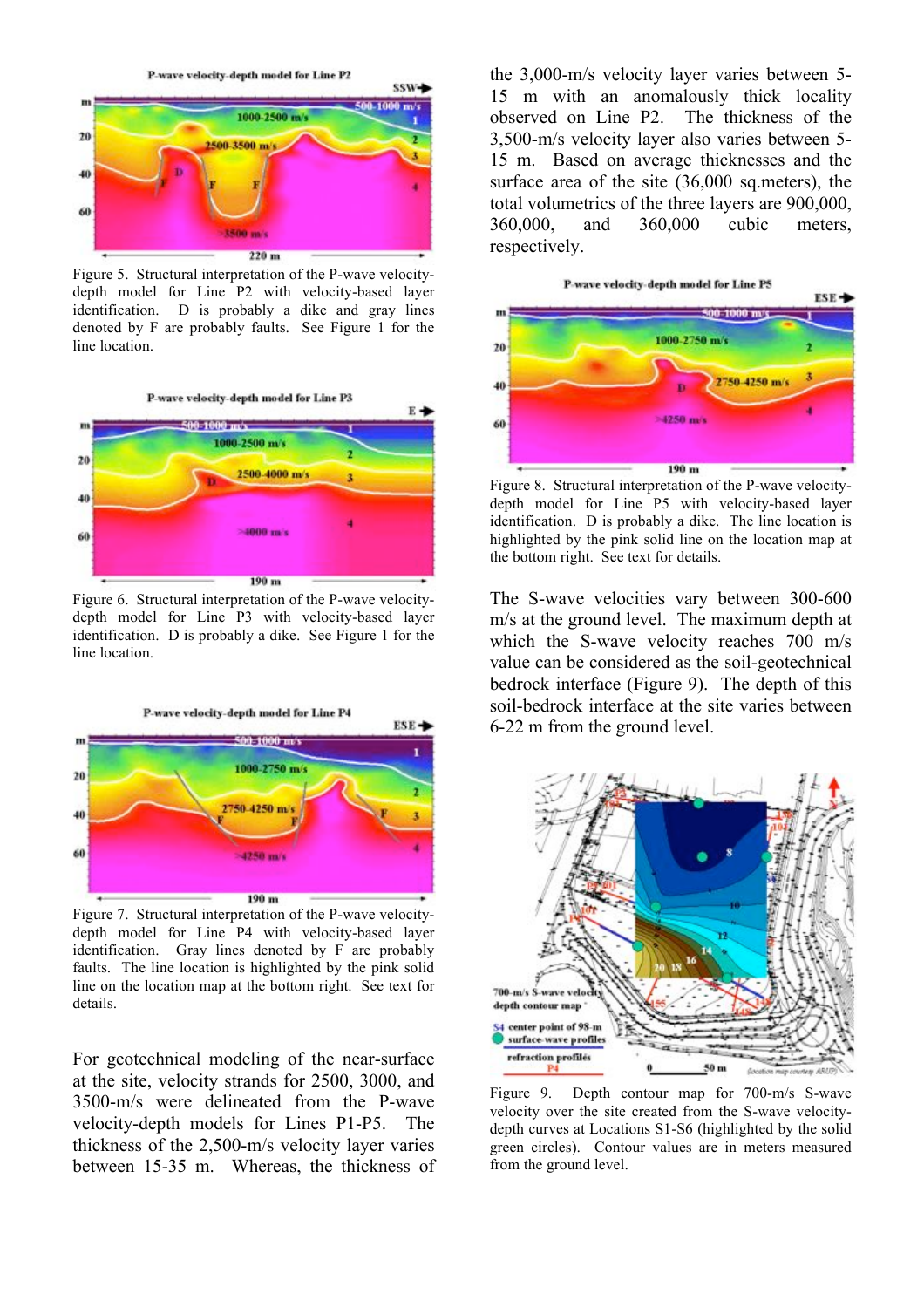Figure 5. Structural interpretation of the P-wave velocity-depth model for Line P2 with velocity-based layer identification. D is probably a dike and gray lines denoted by F are probably faults. See Figure 1 for the line location.

Figure 6. Structural interpretation of the P-wave velocity-depth model for Line P3 with velocity-based layer identification. D is probably a dike. See Figure 1 for the line location.

Figure 7. Structural interpretation of the P-wave velocity-depth model for Line P4 with velocity-based layer identification. Gray lines denoted by F are probably faults. The line location is highlighted by the pink solid line on the location map at the bottom right. See text for details.

For geotechnical modeling of the near-surface at the site, velocity strands for 2500, 3000, and 3500-m/s were delineated from the P-wave velocity-depth models for Lines P1-P5. The thickness of the 2,500-m/s velocity layer varies between 15-35 m. Whereas, the thickness of the 3,000-m/s velocity layer varies between 5-15 m with an anomalously thick locality observed on Line P2. The thickness of the 3,500-m/s velocity layer also varies between 5-15 m. Based on average thicknesses and the surface area of the site (36,000 sq.meters), the total volumetrics of the three layers are 900,000, 360,000, and 360,000 cubic meters, respectively.

Figure 8. Structural interpretation of the P-wave velocity-depth model for Line P5 with velocity-based layer identification. D is probably a dike. The line location is highlighted by the pink solid line on the location map at the bottom right. See text for details.

The S-wave velocities vary between 300-600 m/s at the ground level. The maximum depth at which the S-wave velocity reaches 700 m/s value can be considered as the soil-geotechnical bedrock interface (Figure 9). The depth of this soil-bedrock interface at the site varies between 6-22 m from the ground level.

Figure 9. Depth contour map for 700-m/s S-wave velocity over the site created from the S-wave velocity-depth curves at Locations S1-S6 (highlighted by the solid green circles). Contour values are in meters measured from the ground level.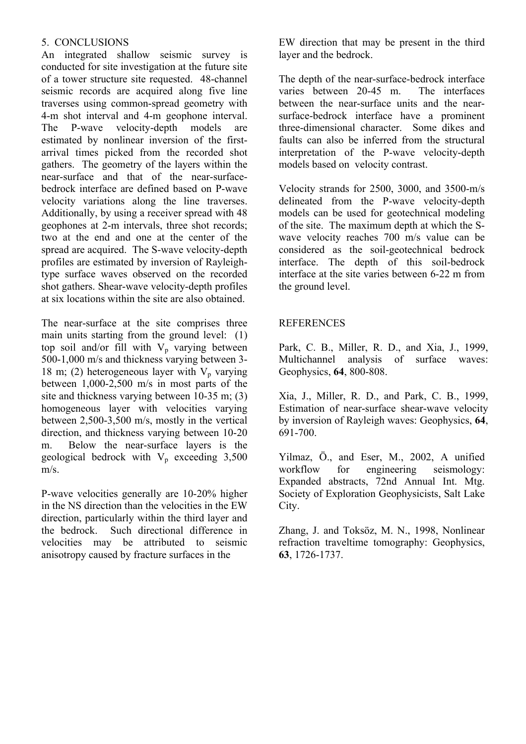## 5. CONCLUSIONS

An integrated shallow seismic survey is conducted for site investigation at the future site of a tower structure site requested. 48-channel seismic records are acquired along five line traverses using common-spread geometry with 4-m shot interval and 4-m geophone interval. The P-wave velocity-depth models are estimated by nonlinear inversion of the first-arrival times picked from the recorded shot gathers. The geometry of the layers within the near-surface and that of the near-surface-bedrock interface are defined based on P-wave velocity variations along the line traverses. Additionally, by using a receiver spread with 48 geophones at 2-m intervals, three shot records; two at the end and one at the center of the spread are acquired. The S-wave velocity-depth profiles are estimated by inversion of Rayleigh-type surface waves observed on the recorded shot gathers. Shear-wave velocity-depth profiles at six locations within the site are also obtained.

The near-surface at the site comprises three main units starting from the ground level: (1) top soil and/or fill with $V_p$ varying between 500-1,000 m/s and thickness varying between 3-18 m; (2) heterogeneous layer with $V_p$ varying between 1,000-2,500 m/s in most parts of the site and thickness varying between 10-35 m; (3) homogeneous layer with velocities varying between 2,500-3,500 m/s, mostly in the vertical direction, and thickness varying between 10-20 m. Below the near-surface layers is the geological bedrock with $V_p$ exceeding 3,500 m/s.

P-wave velocities generally are 10-20% higher in the NS direction than the velocities in the EW direction, particularly within the third layer and the bedrock. Such directional difference in velocities may be attributed to seismic anisotropy caused by fracture surfaces in the EW direction that may be present in the third layer and the bedrock.

The depth of the near-surface-bedrock interface varies between 20-45 m. The interfaces between the near-surface units and the near-surface-bedrock interface have a prominent three-dimensional character. Some dikes and faults can also be inferred from the structural interpretation of the P-wave velocity-depth models based on velocity contrast.

Velocity strands for 2500, 3000, and 3500-m/s delineated from the P-wave velocity-depth models can be used for geotechnical modeling of the site. The maximum depth at which the S-wave velocity reaches 700 m/s value can be considered as the soil-geotechnical bedrock interface. The depth of this soil-bedrock interface at the site varies between 6-22 m from the ground level.

## REFERENCES

Park, C. B., Miller, R. D., and Xia, J., 1999, Multichannel analysis of surface waves: Geophysics, **64**, 800-808.

Xia, J., Miller, R. D., and Park, C. B., 1999, Estimation of near-surface shear-wave velocity by inversion of Rayleigh waves: Geophysics, **64**, 691-700.

Yilmaz, Ö., and Eser, M., 2002, A unified workflow for engineering seismology: Expanded abstracts, 72nd Annual Int. Mtg. Society of Exploration Geophysicists, Salt Lake City.

Zhang, J. and Toksöz, M. N., 1998, Nonlinear refraction traveltime tomography: Geophysics, **63**, 1726-1737.